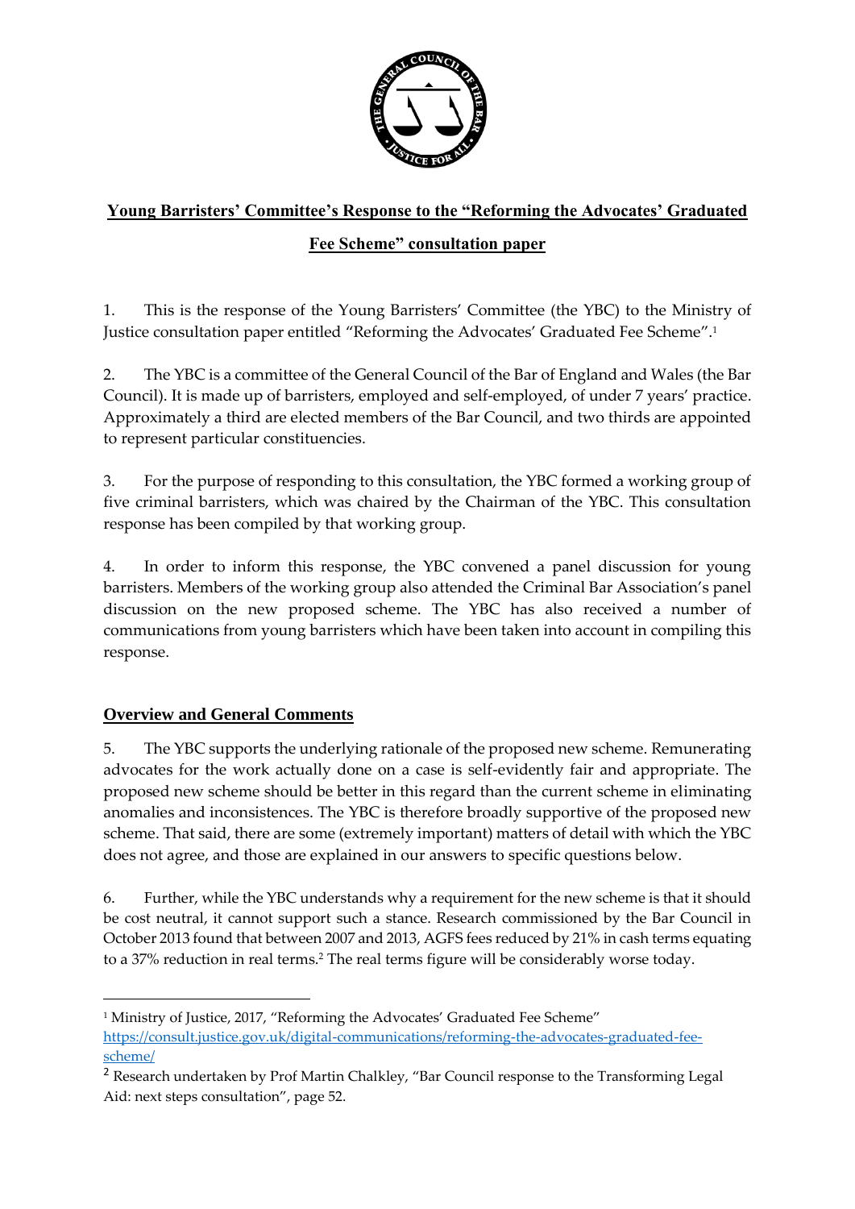# Young Barristers' Committee's Response to the "Reforming the Advocates' Graduated Fee Scheme" consultation paper

1. This is the response of the Young Barristers' Committee (the YBC) to the Ministry of Justice consultation paper entitled "Reforming the Advocates' Graduated Fee Scheme".[1]

2. The YBC is a committee of the General Council of the Bar of England and Wales (the Bar Council). It is made up of barristers, employed and self-employed, of under 7 years' practice. Approximately a third are elected members of the Bar Council, and two thirds are appointed to represent particular constituencies.

3. For the purpose of responding to this consultation, the YBC formed a working group of five criminal barristers, which was chaired by the Chairman of the YBC. This consultation response has been compiled by that working group.

4. In order to inform this response, the YBC convened a panel discussion for young barristers. Members of the working group also attended the Criminal Bar Association's panel discussion on the new proposed scheme. The YBC has also received a number of communications from young barristers which have been taken into account in compiling this response.

## Overview and General Comments

5. The YBC supports the underlying rationale of the proposed new scheme. Remunerating advocates for the work actually done on a case is self-evidently fair and appropriate. The proposed new scheme should be better in this regard than the current scheme in eliminating anomalies and inconsistences. The YBC is therefore broadly supportive of the proposed new scheme. That said, there are some (extremely important) matters of detail with which the YBC does not agree, and those are explained in our answers to specific questions below.

6. Further, while the YBC understands why a requirement for the new scheme is that it should be cost neutral, it cannot support such a stance. Research commissioned by the Bar Council in October 2013 found that between 2007 and 2013, AGFS fees reduced by 21% in cash terms equating to a 37% reduction in real terms.[2] The real terms figure will be considerably worse today.

---

[1] Ministry of Justice, 2017, "Reforming the Advocates' Graduated Fee Scheme" https://consult.justice.gov.uk/digital-communications/reforming-the-advocates-graduated-fee-scheme/

[2] Research undertaken by Prof Martin Chalkley, "Bar Council response to the Transforming Legal Aid: next steps consultation", page 52.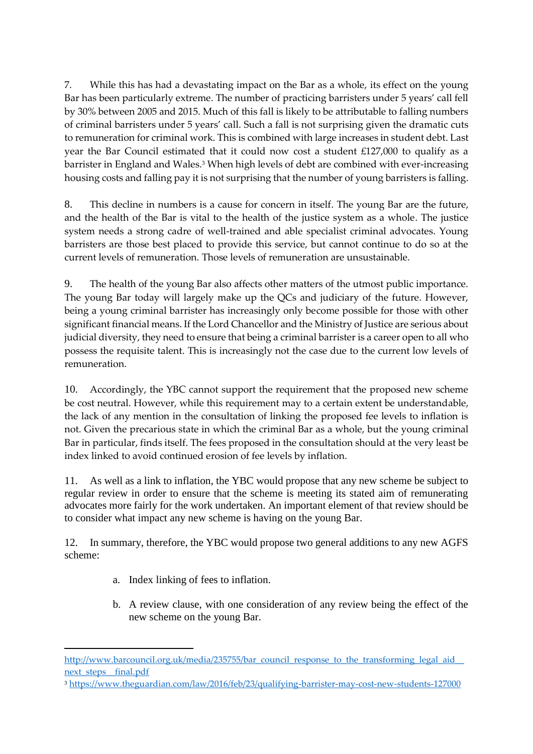7. While this has had a devastating impact on the Bar as a whole, its effect on the young Bar has been particularly extreme. The number of practicing barristers under 5 years' call fell by 30% between 2005 and 2015. Much of this fall is likely to be attributable to falling numbers of criminal barristers under 5 years' call. Such a fall is not surprising given the dramatic cuts to remuneration for criminal work. This is combined with large increases in student debt. Last year the Bar Council estimated that it could now cost a student £127,000 to qualify as a barrister in England and Wales.[3] When high levels of debt are combined with ever-increasing housing costs and falling pay it is not surprising that the number of young barristers is falling.

8. This decline in numbers is a cause for concern in itself. The young Bar are the future, and the health of the Bar is vital to the health of the justice system as a whole. The justice system needs a strong cadre of well-trained and able specialist criminal advocates. Young barristers are those best placed to provide this service, but cannot continue to do so at the current levels of remuneration. Those levels of remuneration are unsustainable.

9. The health of the young Bar also affects other matters of the utmost public importance. The young Bar today will largely make up the QCs and judiciary of the future. However, being a young criminal barrister has increasingly only become possible for those with other significant financial means. If the Lord Chancellor and the Ministry of Justice are serious about judicial diversity, they need to ensure that being a criminal barrister is a career open to all who possess the requisite talent. This is increasingly not the case due to the current low levels of remuneration.

10. Accordingly, the YBC cannot support the requirement that the proposed new scheme be cost neutral. However, while this requirement may to a certain extent be understandable, the lack of any mention in the consultation of linking the proposed fee levels to inflation is not. Given the precarious state in which the criminal Bar as a whole, but the young criminal Bar in particular, finds itself. The fees proposed in the consultation should at the very least be index linked to avoid continued erosion of fee levels by inflation.

11. As well as a link to inflation, the YBC would propose that any new scheme be subject to regular review in order to ensure that the scheme is meeting its stated aim of remunerating advocates more fairly for the work undertaken. An important element of that review should be to consider what impact any new scheme is having on the young Bar.

12. In summary, therefore, the YBC would propose two general additions to any new AGFS scheme:

a. Index linking of fees to inflation.

b. A review clause, with one consideration of any review being the effect of the new scheme on the young Bar.

---

http://www.barcouncil.org.uk/media/235755/bar_council_response_to_the_transforming_legal_aid__next_steps__final.pdf

[3] https://www.theguardian.com/law/2016/feb/23/qualifying-barrister-may-cost-new-students-127000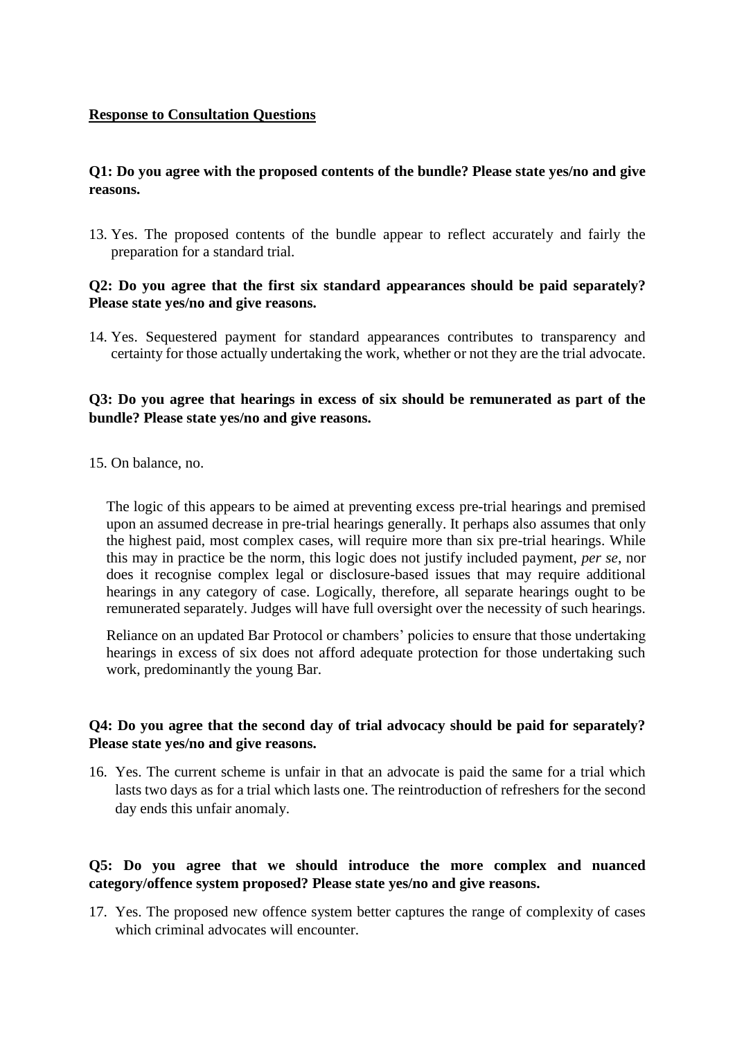**Response to Consultation Questions**

**Q1: Do you agree with the proposed contents of the bundle? Please state yes/no and give reasons.**

13. Yes. The proposed contents of the bundle appear to reflect accurately and fairly the preparation for a standard trial.

**Q2: Do you agree that the first six standard appearances should be paid separately? Please state yes/no and give reasons.**

14. Yes. Sequestered payment for standard appearances contributes to transparency and certainty for those actually undertaking the work, whether or not they are the trial advocate.

**Q3: Do you agree that hearings in excess of six should be remunerated as part of the bundle? Please state yes/no and give reasons.**

15. On balance, no.

The logic of this appears to be aimed at preventing excess pre-trial hearings and premised upon an assumed decrease in pre-trial hearings generally. It perhaps also assumes that only the highest paid, most complex cases, will require more than six pre-trial hearings. While this may in practice be the norm, this logic does not justify included payment, *per se*, nor does it recognise complex legal or disclosure-based issues that may require additional hearings in any category of case. Logically, therefore, all separate hearings ought to be remunerated separately. Judges will have full oversight over the necessity of such hearings.

Reliance on an updated Bar Protocol or chambers' policies to ensure that those undertaking hearings in excess of six does not afford adequate protection for those undertaking such work, predominantly the young Bar.

**Q4: Do you agree that the second day of trial advocacy should be paid for separately? Please state yes/no and give reasons.**

16. Yes. The current scheme is unfair in that an advocate is paid the same for a trial which lasts two days as for a trial which lasts one. The reintroduction of refreshers for the second day ends this unfair anomaly.

**Q5: Do you agree that we should introduce the more complex and nuanced category/offence system proposed? Please state yes/no and give reasons.**

17. Yes. The proposed new offence system better captures the range of complexity of cases which criminal advocates will encounter.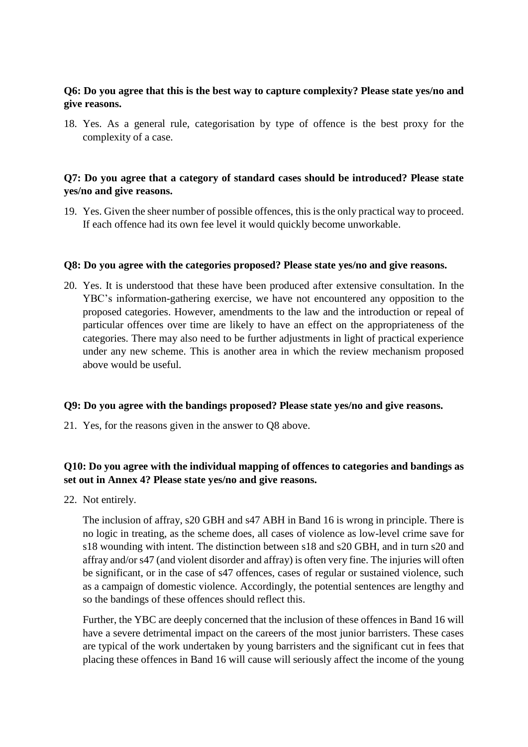**Q6: Do you agree that this is the best way to capture complexity? Please state yes/no and give reasons.**

18. Yes. As a general rule, categorisation by type of offence is the best proxy for the complexity of a case.

**Q7: Do you agree that a category of standard cases should be introduced? Please state yes/no and give reasons.**

19. Yes. Given the sheer number of possible offences, this is the only practical way to proceed. If each offence had its own fee level it would quickly become unworkable.

**Q8: Do you agree with the categories proposed? Please state yes/no and give reasons.**

20. Yes. It is understood that these have been produced after extensive consultation. In the YBC's information-gathering exercise, we have not encountered any opposition to the proposed categories. However, amendments to the law and the introduction or repeal of particular offences over time are likely to have an effect on the appropriateness of the categories. There may also need to be further adjustments in light of practical experience under any new scheme. This is another area in which the review mechanism proposed above would be useful.

**Q9: Do you agree with the bandings proposed? Please state yes/no and give reasons.**

21. Yes, for the reasons given in the answer to Q8 above.

**Q10: Do you agree with the individual mapping of offences to categories and bandings as set out in Annex 4? Please state yes/no and give reasons.**

22. Not entirely.

    The inclusion of affray, s20 GBH and s47 ABH in Band 16 is wrong in principle. There is no logic in treating, as the scheme does, all cases of violence as low-level crime save for s18 wounding with intent. The distinction between s18 and s20 GBH, and in turn s20 and affray and/or s47 (and violent disorder and affray) is often very fine. The injuries will often be significant, or in the case of s47 offences, cases of regular or sustained violence, such as a campaign of domestic violence. Accordingly, the potential sentences are lengthy and so the bandings of these offences should reflect this.

    Further, the YBC are deeply concerned that the inclusion of these offences in Band 16 will have a severe detrimental impact on the careers of the most junior barristers. These cases are typical of the work undertaken by young barristers and the significant cut in fees that placing these offences in Band 16 will cause will seriously affect the income of the young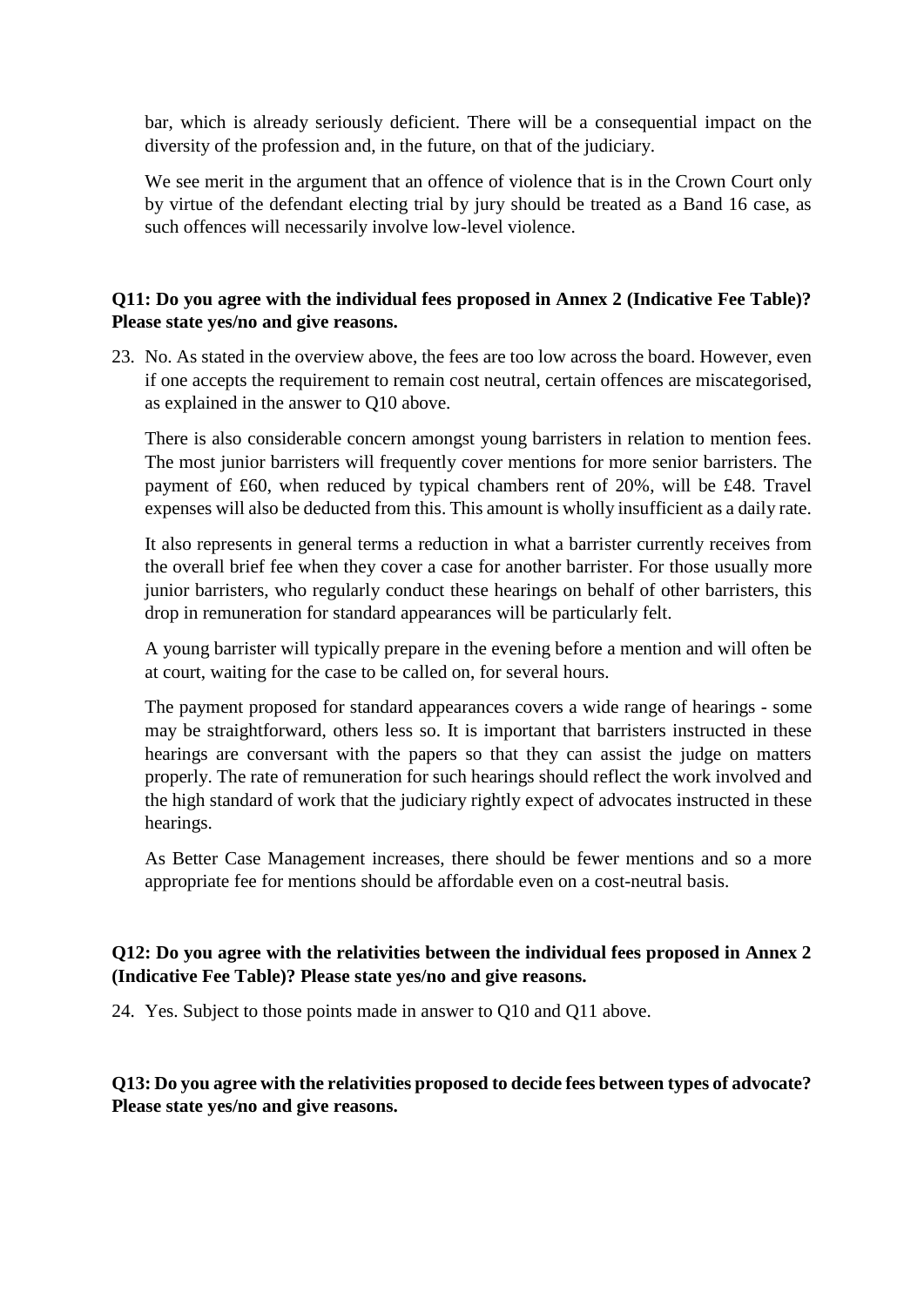bar, which is already seriously deficient. There will be a consequential impact on the diversity of the profession and, in the future, on that of the judiciary.

We see merit in the argument that an offence of violence that is in the Crown Court only by virtue of the defendant electing trial by jury should be treated as a Band 16 case, as such offences will necessarily involve low-level violence.

**Q11: Do you agree with the individual fees proposed in Annex 2 (Indicative Fee Table)? Please state yes/no and give reasons.**

23. No. As stated in the overview above, the fees are too low across the board. However, even if one accepts the requirement to remain cost neutral, certain offences are miscategorised, as explained in the answer to Q10 above.

    There is also considerable concern amongst young barristers in relation to mention fees. The most junior barristers will frequently cover mentions for more senior barristers. The payment of £60, when reduced by typical chambers rent of 20%, will be £48. Travel expenses will also be deducted from this. This amount is wholly insufficient as a daily rate.

    It also represents in general terms a reduction in what a barrister currently receives from the overall brief fee when they cover a case for another barrister. For those usually more junior barristers, who regularly conduct these hearings on behalf of other barristers, this drop in remuneration for standard appearances will be particularly felt.

    A young barrister will typically prepare in the evening before a mention and will often be at court, waiting for the case to be called on, for several hours.

    The payment proposed for standard appearances covers a wide range of hearings - some may be straightforward, others less so. It is important that barristers instructed in these hearings are conversant with the papers so that they can assist the judge on matters properly. The rate of remuneration for such hearings should reflect the work involved and the high standard of work that the judiciary rightly expect of advocates instructed in these hearings.

    As Better Case Management increases, there should be fewer mentions and so a more appropriate fee for mentions should be affordable even on a cost-neutral basis.

**Q12: Do you agree with the relativities between the individual fees proposed in Annex 2 (Indicative Fee Table)? Please state yes/no and give reasons.**

24. Yes. Subject to those points made in answer to Q10 and Q11 above.

**Q13: Do you agree with the relativities proposed to decide fees between types of advocate? Please state yes/no and give reasons.**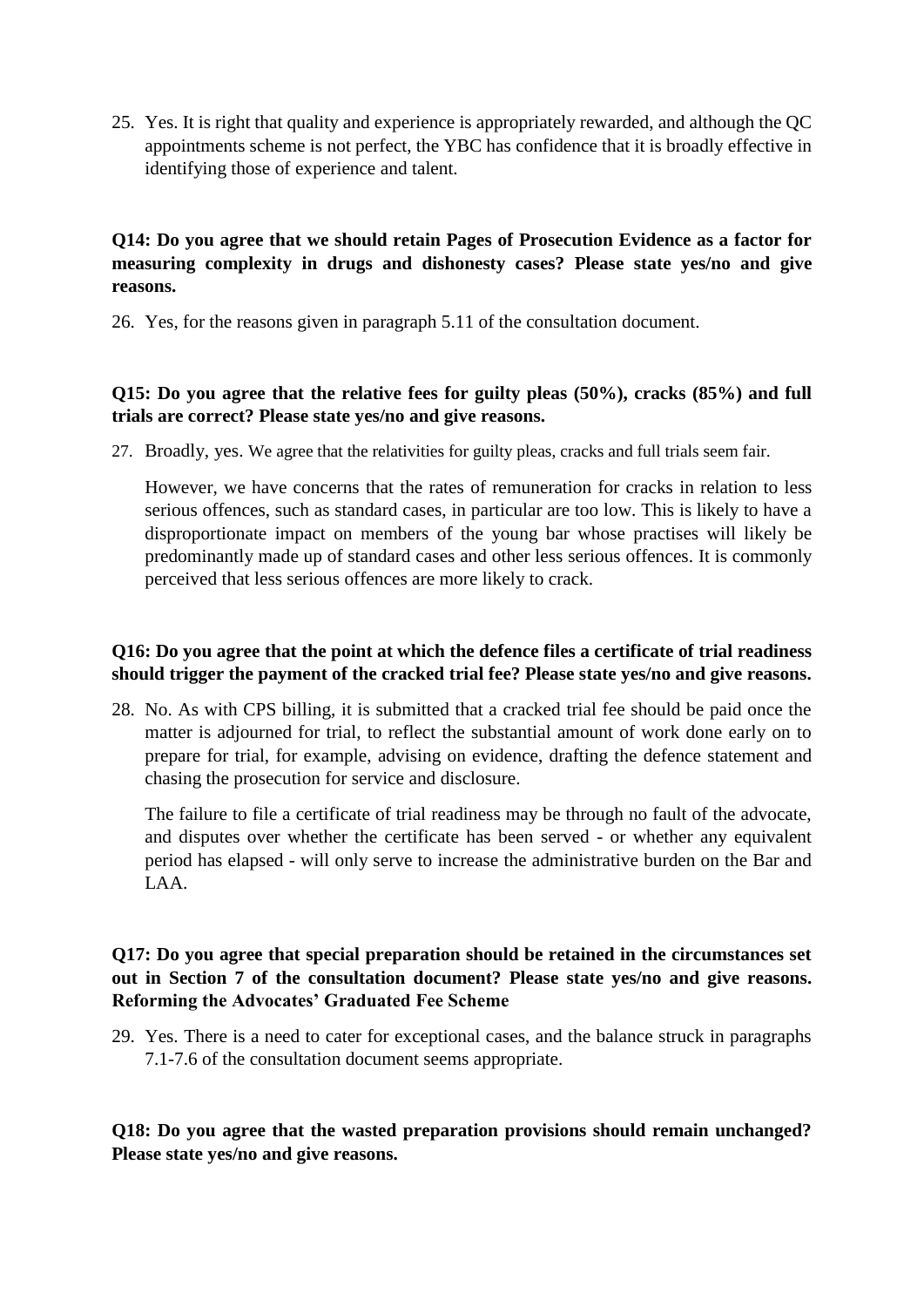25. Yes. It is right that quality and experience is appropriately rewarded, and although the QC appointments scheme is not perfect, the YBC has confidence that it is broadly effective in identifying those of experience and talent.

**Q14: Do you agree that we should retain Pages of Prosecution Evidence as a factor for measuring complexity in drugs and dishonesty cases? Please state yes/no and give reasons.**

26. Yes, for the reasons given in paragraph 5.11 of the consultation document.

**Q15: Do you agree that the relative fees for guilty pleas (50%), cracks (85%) and full trials are correct? Please state yes/no and give reasons.**

27. Broadly, yes. We agree that the relativities for guilty pleas, cracks and full trials seem fair.

    However, we have concerns that the rates of remuneration for cracks in relation to less serious offences, such as standard cases, in particular are too low. This is likely to have a disproportionate impact on members of the young bar whose practises will likely be predominantly made up of standard cases and other less serious offences. It is commonly perceived that less serious offences are more likely to crack.

**Q16: Do you agree that the point at which the defence files a certificate of trial readiness should trigger the payment of the cracked trial fee? Please state yes/no and give reasons.**

28. No. As with CPS billing, it is submitted that a cracked trial fee should be paid once the matter is adjourned for trial, to reflect the substantial amount of work done early on to prepare for trial, for example, advising on evidence, drafting the defence statement and chasing the prosecution for service and disclosure.

    The failure to file a certificate of trial readiness may be through no fault of the advocate, and disputes over whether the certificate has been served - or whether any equivalent period has elapsed - will only serve to increase the administrative burden on the Bar and LAA.

**Q17: Do you agree that special preparation should be retained in the circumstances set out in Section 7 of the consultation document? Please state yes/no and give reasons. Reforming the Advocates' Graduated Fee Scheme**

29. Yes. There is a need to cater for exceptional cases, and the balance struck in paragraphs 7.1-7.6 of the consultation document seems appropriate.

**Q18: Do you agree that the wasted preparation provisions should remain unchanged? Please state yes/no and give reasons.**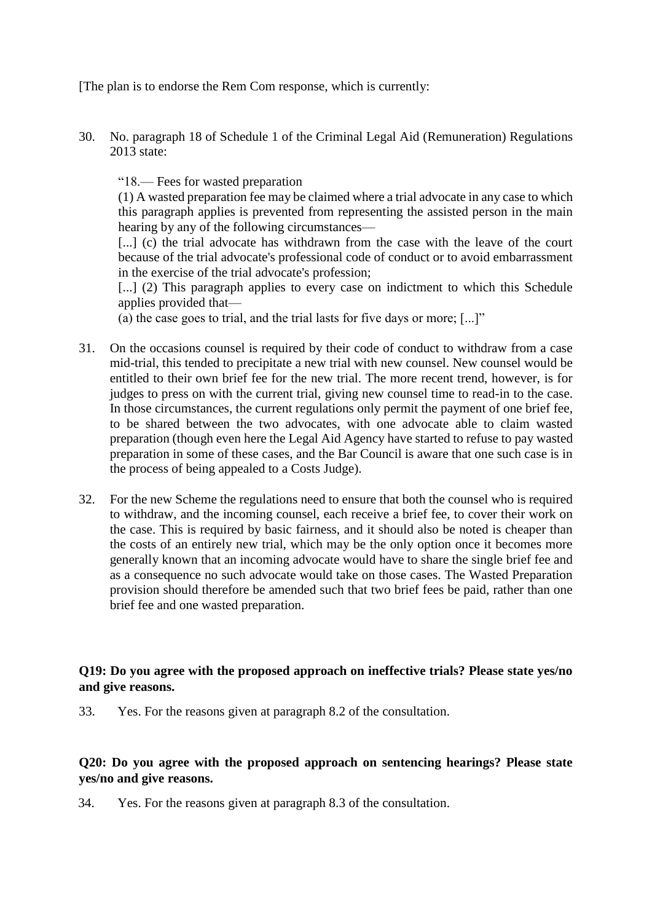[The plan is to endorse the Rem Com response, which is currently:

30. No. paragraph 18 of Schedule 1 of the Criminal Legal Aid (Remuneration) Regulations 2013 state:

    "18.— Fees for wasted preparation

    (1) A wasted preparation fee may be claimed where a trial advocate in any case to which this paragraph applies is prevented from representing the assisted person in the main hearing by any of the following circumstances—

    [...] (c) the trial advocate has withdrawn from the case with the leave of the court because of the trial advocate's professional code of conduct or to avoid embarrassment in the exercise of the trial advocate's profession;

    [...] (2) This paragraph applies to every case on indictment to which this Schedule applies provided that—

    (a) the case goes to trial, and the trial lasts for five days or more; [...]"

31. On the occasions counsel is required by their code of conduct to withdraw from a case mid-trial, this tended to precipitate a new trial with new counsel. New counsel would be entitled to their own brief fee for the new trial. The more recent trend, however, is for judges to press on with the current trial, giving new counsel time to read-in to the case. In those circumstances, the current regulations only permit the payment of one brief fee, to be shared between the two advocates, with one advocate able to claim wasted preparation (though even here the Legal Aid Agency have started to refuse to pay wasted preparation in some of these cases, and the Bar Council is aware that one such case is in the process of being appealed to a Costs Judge).

32. For the new Scheme the regulations need to ensure that both the counsel who is required to withdraw, and the incoming counsel, each receive a brief fee, to cover their work on the case. This is required by basic fairness, and it should also be noted is cheaper than the costs of an entirely new trial, which may be the only option once it becomes more generally known that an incoming advocate would have to share the single brief fee and as a consequence no such advocate would take on those cases. The Wasted Preparation provision should therefore be amended such that two brief fees be paid, rather than one brief fee and one wasted preparation.

**Q19: Do you agree with the proposed approach on ineffective trials? Please state yes/no and give reasons.**

33. Yes. For the reasons given at paragraph 8.2 of the consultation.

**Q20: Do you agree with the proposed approach on sentencing hearings? Please state yes/no and give reasons.**

34. Yes. For the reasons given at paragraph 8.3 of the consultation.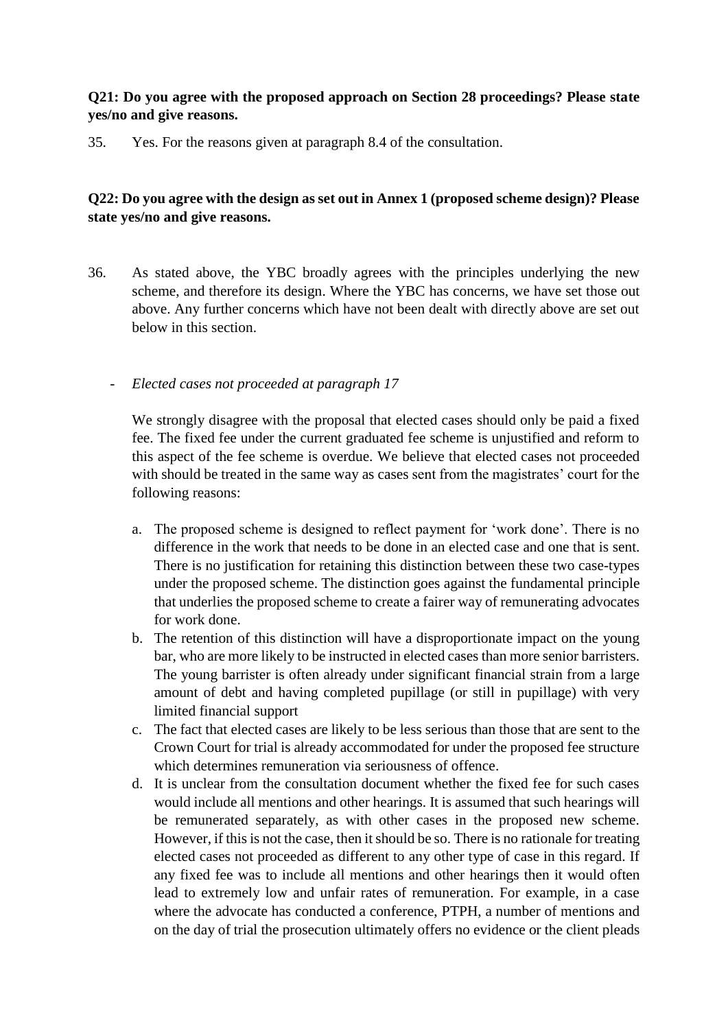**Q21: Do you agree with the proposed approach on Section 28 proceedings? Please state yes/no and give reasons.**

35. Yes. For the reasons given at paragraph 8.4 of the consultation.

**Q22: Do you agree with the design as set out in Annex 1 (proposed scheme design)? Please state yes/no and give reasons.**

36. As stated above, the YBC broadly agrees with the principles underlying the new scheme, and therefore its design. Where the YBC has concerns, we have set those out above. Any further concerns which have not been dealt with directly above are set out below in this section.

- *Elected cases not proceeded at paragraph 17*

  We strongly disagree with the proposal that elected cases should only be paid a fixed fee. The fixed fee under the current graduated fee scheme is unjustified and reform to this aspect of the fee scheme is overdue. We believe that elected cases not proceeded with should be treated in the same way as cases sent from the magistrates' court for the following reasons:

  a. The proposed scheme is designed to reflect payment for 'work done'. There is no difference in the work that needs to be done in an elected case and one that is sent. There is no justification for retaining this distinction between these two case-types under the proposed scheme. The distinction goes against the fundamental principle that underlies the proposed scheme to create a fairer way of remunerating advocates for work done.
  b. The retention of this distinction will have a disproportionate impact on the young bar, who are more likely to be instructed in elected cases than more senior barristers. The young barrister is often already under significant financial strain from a large amount of debt and having completed pupillage (or still in pupillage) with very limited financial support
  c. The fact that elected cases are likely to be less serious than those that are sent to the Crown Court for trial is already accommodated for under the proposed fee structure which determines remuneration via seriousness of offence.
  d. It is unclear from the consultation document whether the fixed fee for such cases would include all mentions and other hearings. It is assumed that such hearings will be remunerated separately, as with other cases in the proposed new scheme. However, if this is not the case, then it should be so. There is no rationale for treating elected cases not proceeded as different to any other type of case in this regard. If any fixed fee was to include all mentions and other hearings then it would often lead to extremely low and unfair rates of remuneration. For example, in a case where the advocate has conducted a conference, PTPH, a number of mentions and on the day of trial the prosecution ultimately offers no evidence or the client pleads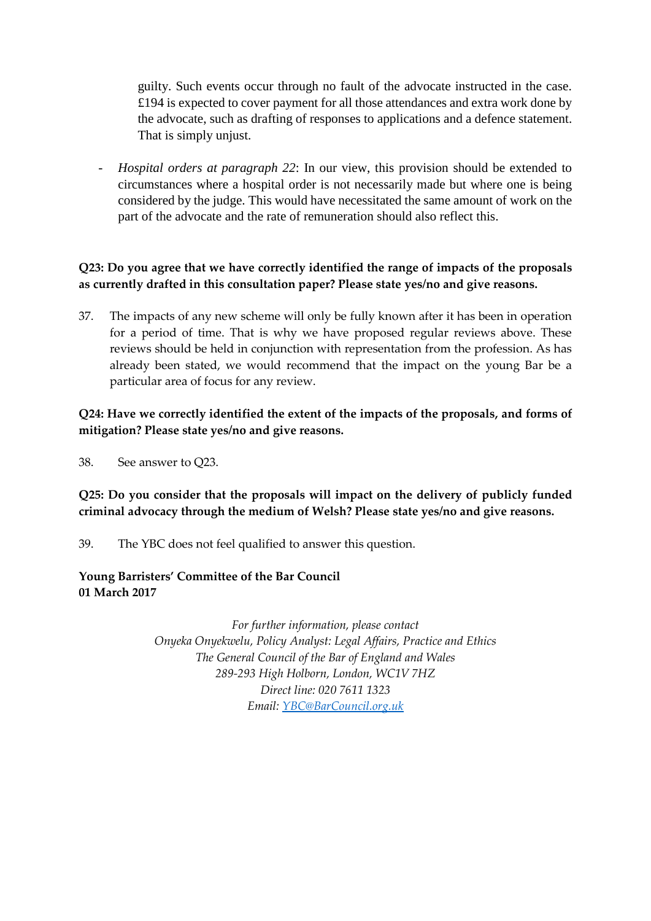guilty. Such events occur through no fault of the advocate instructed in the case. £194 is expected to cover payment for all those attendances and extra work done by the advocate, such as drafting of responses to applications and a defence statement. That is simply unjust.

- *Hospital orders at paragraph 22*: In our view, this provision should be extended to circumstances where a hospital order is not necessarily made but where one is being considered by the judge. This would have necessitated the same amount of work on the part of the advocate and the rate of remuneration should also reflect this.

**Q23: Do you agree that we have correctly identified the range of impacts of the proposals as currently drafted in this consultation paper? Please state yes/no and give reasons.**

37. The impacts of any new scheme will only be fully known after it has been in operation for a period of time. That is why we have proposed regular reviews above. These reviews should be held in conjunction with representation from the profession. As has already been stated, we would recommend that the impact on the young Bar be a particular area of focus for any review.

**Q24: Have we correctly identified the extent of the impacts of the proposals, and forms of mitigation? Please state yes/no and give reasons.**

38. See answer to Q23.

**Q25: Do you consider that the proposals will impact on the delivery of publicly funded criminal advocacy through the medium of Welsh? Please state yes/no and give reasons.**

39. The YBC does not feel qualified to answer this question.

**Young Barristers' Committee of the Bar Council**
**01 March 2017**

*For further information, please contact*
*Onyeka Onyekwelu, Policy Analyst: Legal Affairs, Practice and Ethics*
*The General Council of the Bar of England and Wales*
*289-293 High Holborn, London, WC1V 7HZ*
*Direct line: 020 7611 1323*
*Email: YBC@BarCouncil.org.uk*